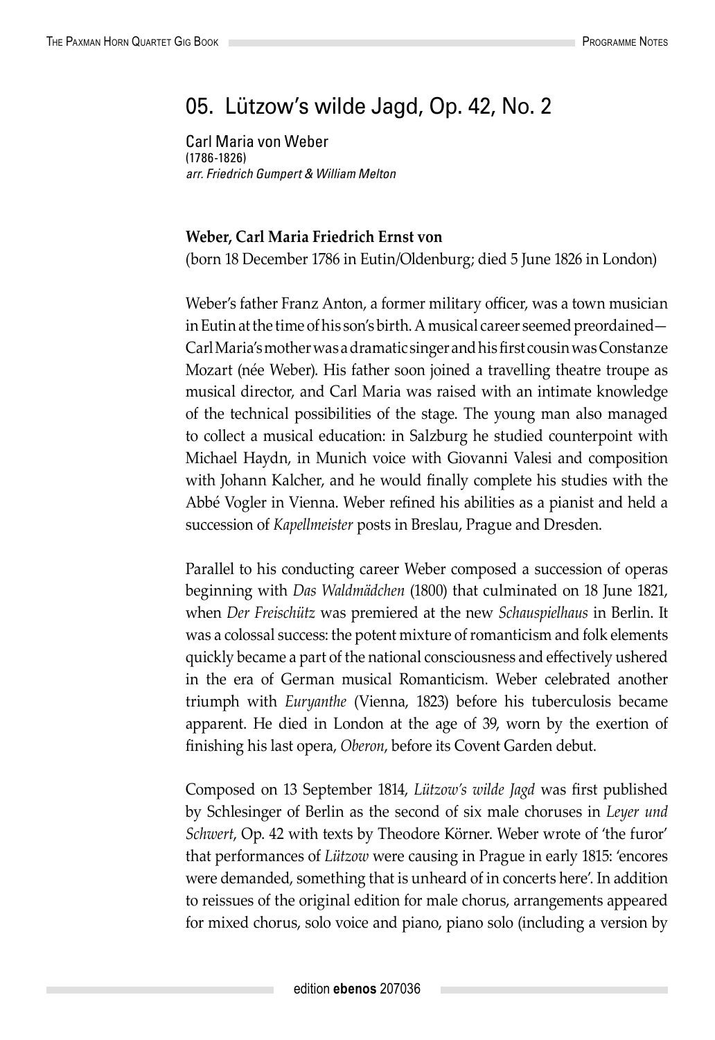# 05. Lützow's wilde Jagd, Op. 42, No. 2

Carl Maria von Weber
(1786-1826)
*arr. Friedrich Gumpert & William Melton*

**Weber, Carl Maria Friedrich Ernst von**
(born 18 December 1786 in Eutin/Oldenburg; died 5 June 1826 in London)

Weber's father Franz Anton, a former military officer, was a town musician in Eutin at the time of his son's birth. A musical career seemed preordained—Carl Maria's mother was a dramatic singer and his first cousin was Constanze Mozart (née Weber). His father soon joined a travelling theatre troupe as musical director, and Carl Maria was raised with an intimate knowledge of the technical possibilities of the stage. The young man also managed to collect a musical education: in Salzburg he studied counterpoint with Michael Haydn, in Munich voice with Giovanni Valesi and composition with Johann Kalcher, and he would finally complete his studies with the Abbé Vogler in Vienna. Weber refined his abilities as a pianist and held a succession of *Kapellmeister* posts in Breslau, Prague and Dresden.

Parallel to his conducting career Weber composed a succession of operas beginning with *Das Waldmädchen* (1800) that culminated on 18 June 1821, when *Der Freischütz* was premiered at the new *Schauspielhaus* in Berlin. It was a colossal success: the potent mixture of romanticism and folk elements quickly became a part of the national consciousness and effectively ushered in the era of German musical Romanticism. Weber celebrated another triumph with *Euryanthe* (Vienna, 1823) before his tuberculosis became apparent. He died in London at the age of 39, worn by the exertion of finishing his last opera, *Oberon*, before its Covent Garden debut.

Composed on 13 September 1814, *Lützow's wilde Jagd* was first published by Schlesinger of Berlin as the second of six male choruses in *Leyer und Schwert*, Op. 42 with texts by Theodore Körner. Weber wrote of 'the furor' that performances of *Lützow* were causing in Prague in early 1815: 'encores were demanded, something that is unheard of in concerts here'. In addition to reissues of the original edition for male chorus, arrangements appeared for mixed chorus, solo voice and piano, piano solo (including a version by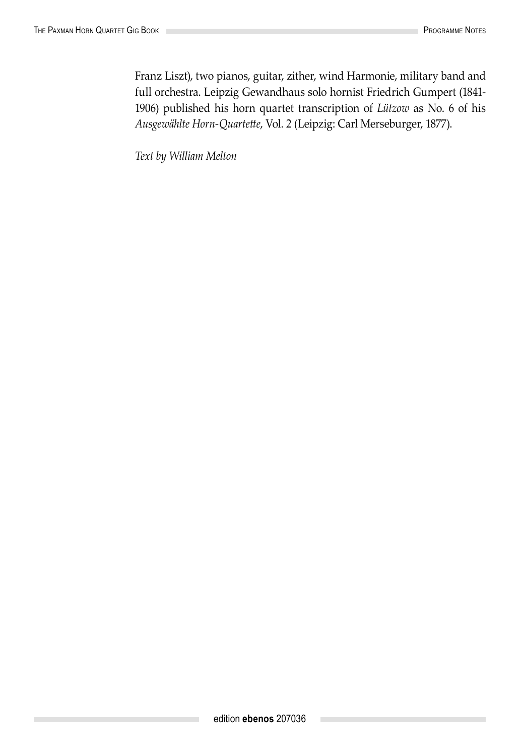Franz Liszt), two pianos, guitar, zither, wind Harmonie, military band and full orchestra. Leipzig Gewandhaus solo hornist Friedrich Gumpert (1841-1906) published his horn quartet transcription of *Lützow* as No. 6 of his *Ausgewählte Horn-Quartette*, Vol. 2 (Leipzig: Carl Merseburger, 1877).

*Text by William Melton*